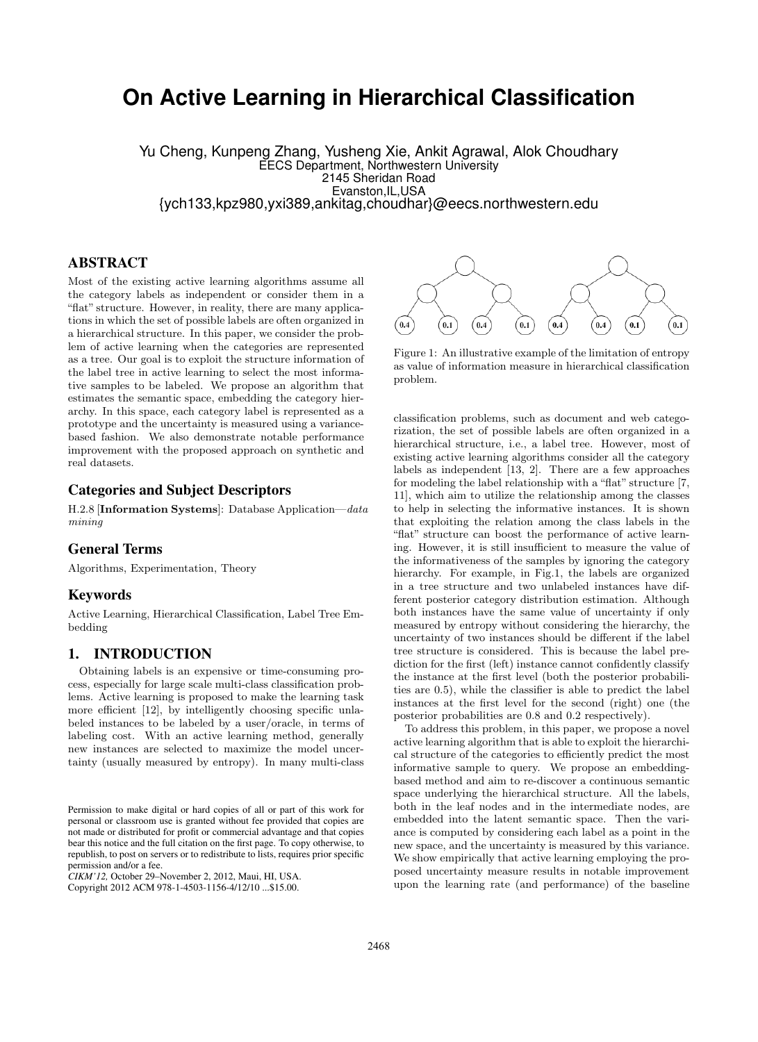# On Active Learning in Hierarchical Classification

Yu Cheng, Kunpeng Zhang, Yusheng Xie, Ankit Agrawal, Alok Choudhary
EECS Department, Northwestern University
2145 Sheridan Road
Evanston,IL,USA
{ych133,kpz980,yxi389,ankitag,choudhar}@eecs.northwestern.edu

## ABSTRACT

Most of the existing active learning algorithms assume all the category labels as independent or consider them in a "flat" structure. However, in reality, there are many applications in which the set of possible labels are often organized in a hierarchical structure. In this paper, we consider the problem of active learning when the categories are represented as a tree. Our goal is to exploit the structure information of the label tree in active learning to select the most informative samples to be labeled. We propose an algorithm that estimates the semantic space, embedding the category hierarchy. In this space, each category label is represented as a prototype and the uncertainty is measured using a variance-based fashion. We also demonstrate notable performance improvement with the proposed approach on synthetic and real datasets.

## Categories and Subject Descriptors

H.2.8 [**Information Systems**]: Database Application—*data mining*

## General Terms

Algorithms, Experimentation, Theory

## Keywords

Active Learning, Hierarchical Classification, Label Tree Embedding

## 1. INTRODUCTION

Obtaining labels is an expensive or time-consuming process, especially for large scale multi-class classification problems. Active learning is proposed to make the learning task more efficient [12], by intelligently choosing specific unlabeled instances to be labeled by a user/oracle, in terms of labeling cost. With an active learning method, generally new instances are selected to maximize the model uncertainty (usually measured by entropy). In many multi-class classification problems, such as document and web categorization, the set of possible labels are often organized in a hierarchical structure, i.e., a label tree. However, most of existing active learning algorithms consider all the category labels as independent [13, 2]. There are a few approaches for modeling the label relationship with a "flat" structure [7, 11], which aim to utilize the relationship among the classes to help in selecting the informative instances. It is shown that exploiting the relation among the class labels in the "flat" structure can boost the performance of active learning. However, it is still insufficient to measure the value of the informativeness of the samples by ignoring the category hierarchy. For example, in Fig.1, the labels are organized in a tree structure and two unlabeled instances have different posterior category distribution estimation. Although both instances have the same value of uncertainty if only measured by entropy without considering the hierarchy, the uncertainty of two instances should be different if the label tree structure is considered. This is because the label prediction for the first (left) instance cannot confidently classify the instance at the first level (both the posterior probabilities are 0.5), while the classifier is able to predict the label instances at the first level for the second (right) one (the posterior probabilities are 0.8 and 0.2 respectively).

Figure 1: An illustrative example of the limitation of entropy as value of information measure in hierarchical classification problem.

To address this problem, in this paper, we propose a novel active learning algorithm that is able to exploit the hierarchical structure of the categories to efficiently predict the most informative sample to query. We propose an embedding-based method and aim to re-discover a continuous semantic space underlying the hierarchical structure. All the labels, both in the leaf nodes and in the intermediate nodes, are embedded into the latent semantic space. Then the variance is computed by considering each label as a point in the new space, and the uncertainty is measured by this variance. We show empirically that active learning employing the proposed uncertainty measure results in notable improvement upon the learning rate (and performance) of the baseline

Permission to make digital or hard copies of all or part of this work for personal or classroom use is granted without fee provided that copies are not made or distributed for profit or commercial advantage and that copies bear this notice and the full citation on the first page. To copy otherwise, to republish, to post on servers or to redistribute to lists, requires prior specific permission and/or a fee.
*CIKM'12,* October 29–November 2, 2012, Maui, HI, USA.
Copyright 2012 ACM 978-1-4503-1156-4/12/10 ...$15.00.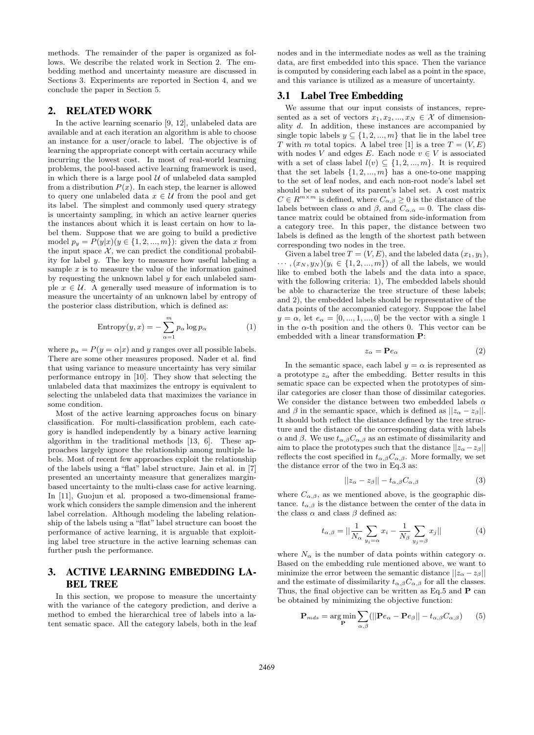methods. The remainder of the paper is organized as follows. We describe the related work in Section 2. The embedding method and uncertainty measure are discussed in Sections 3. Experiments are reported in Section 4, and we conclude the paper in Section 5.

## 2. RELATED WORK

In the active learning scenario [9, 12], unlabeled data are available and at each iteration an algorithm is able to choose an instance for a user/oracle to label. The objective is of learning the appropriate concept with certain accuracy while incurring the lowest cost. In most of real-world learning problems, the pool-based active learning framework is used, in which there is a large pool $\mathcal{U}$ of unlabeled data sampled from a distribution $P(x)$. In each step, the learner is allowed to query one unlabeled data $x \in \mathcal{U}$ from the pool and get its label. The simplest and commonly used query strategy is uncertainty sampling, in which an active learner queries the instances about which it is least certain on how to label them. Suppose that we are going to build a predictive model $p_y = P(y|x)(y \in \{1, 2, ..., m\})$: given the data $x$ from the input space $\mathcal{X}$, we can predict the conditional probability for label $y$. The key to measure how useful labeling a sample $x$ is to measure the value of the information gained by requesting the unknown label $y$ for each unlabeled sample $x \in \mathcal{U}$. A generally used measure of information is to measure the uncertainty of an unknown label by entropy of the posterior class distribution, which is defined as:

$$\text{Entropy}(y, x) = -\sum_{\alpha=1}^{m} p_\alpha \log p_\alpha \tag{1}$$

where $p_\alpha = P(y = \alpha|x)$ and $y$ ranges over all possible labels. There are some other measures proposed. Nader et al. find that using variance to measure uncertainty has very similar performance entropy in [10]. They show that selecting the unlabeled data that maximizes the entropy is equivalent to selecting the unlabeled data that maximizes the variance in some condition.

Most of the active learning approaches focus on binary classification. For multi-classification problem, each category is handled independently by a binary active learning algorithm in the traditional methods [13, 6]. These approaches largely ignore the relationship among multiple labels. Most of recent few approaches exploit the relationship of the labels using a "flat" label structure. Jain et al. in [7] presented an uncertainty measure that generalizes margin-based uncertainty to the multi-class case for active learning. In [11], Guojun et al. proposed a two-dimensional framework which considers the sample dimension and the inherent label correlation. Although modeling the labeling relationship of the labels using a "flat" label structure can boost the performance of active learning, it is arguable that exploiting label tree structure in the active learning schemas can further push the performance.

## 3. ACTIVE LEARNING EMBEDDING LABEL TREE

In this section, we propose to measure the uncertainty with the variance of the category prediction, and derive a method to embed the hierarchical tree of labels into a latent sematic space. All the category labels, both in the leaf nodes and in the intermediate nodes as well as the training data, are first embedded into this space. Then the variance is computed by considering each label as a point in the space, and this variance is utilized as a measure of uncertainty.

### 3.1 Label Tree Embedding

We assume that our input consists of instances, represented as a set of vectors $x_1, x_2, ..., x_N \in \mathcal{X}$ of dimensionality $d$. In addition, these instances are accompanied by single topic labels $y \subseteq \{1, 2, ..., m\}$ that lie in the label tree $T$ with $m$ total topics. A label tree [1] is a tree $T = (V, E)$ with nodes $V$ and edges $E$. Each node $v \in V$ is associated with a set of class label $l(v) \subseteq \{1, 2, ..., m\}$. It is required that the set labels $\{1, 2, ..., m\}$ has a one-to-one mapping to the set of leaf nodes, and each non-root node's label set should be a subset of its parent's label set. A cost matrix $C \in R^{m \times m}$ is defined, where $C_{\alpha,\beta} \geq 0$ is the distance of the labels between class $\alpha$ and $\beta$, and $C_{\alpha,\alpha} = 0$. The class distance matrix could be obtained from side-information from a category tree. In this paper, the distance between two labels is defined as the length of the shortest path between corresponding two nodes in the tree.

Given a label tree $T = (V, E)$, and the labeled data $(x_1, y_1)$, $\cdots, (x_N, y_N)(y_i \in \{1, 2, ..., m\})$ of all the labels, we would like to embed both the labels and the data into a space, with the following criteria: 1), The embedded labels should be able to characterize the tree structure of these labels; and 2), the embedded labels should be representative of the data points of the accompanied category. Suppose the label $y = \alpha$, let $e_\alpha = [0, ..., 1, ..., 0]$ be the vector with a single 1 in the $\alpha$-th position and the others 0. This vector can be embedded with a linear transformation $\mathbf{P}$:

$$z_\alpha = \mathbf{P} e_\alpha \tag{2}$$

In the semantic space, each label $y = \alpha$ is represented as a prototype $z_\alpha$ after the embedding. Better results in this sematic space can be expected when the prototypes of similar categories are closer than those of dissimilar categories. We consider the distance between two embedded labels $\alpha$ and $\beta$ in the semantic space, which is defined as $||z_\alpha - z_\beta||$. It should both reflect the distance defined by the tree structure and the distance of the corresponding data with labels $\alpha$ and $\beta$. We use $t_{\alpha,\beta} C_{\alpha,\beta}$ as an estimate of dissimilarity and aim to place the prototypes such that the distance $||z_\alpha - z_\beta||$ reflects the cost specified in $t_{\alpha,\beta} C_{\alpha,\beta}$. More formally, we set the distance error of the two in Eq.3 as:

$$||z_\alpha - z_\beta|| - t_{\alpha,\beta} C_{\alpha,\beta} \tag{3}$$

where $C_{\alpha,\beta}$, as we mentioned above, is the geographic distance. $t_{\alpha,\beta}$ is the distance between the center of the data in the class $\alpha$ and class $\beta$ defined as:

$$t_{\alpha,\beta} = ||\frac{1}{N_\alpha} \sum_{y_i = \alpha} x_i - \frac{1}{N_\beta} \sum_{y_j = \beta} x_j|| \tag{4}$$

where $N_\alpha$ is the number of data points within category $\alpha$. Based on the embedding rule mentioned above, we want to minimize the error between the semantic distance $||z_\alpha - z_\beta||$ and the estimate of dissimilarity $t_{\alpha,\beta} C_{\alpha,\beta}$ for all the classes. Thus, the final objective can be written as Eq.5 and $\mathbf{P}$ can be obtained by minimizing the objective function:

$$\mathbf{P}_{mds} = \arg\min_{\mathbf{P}} \sum_{\alpha,\beta} (||\mathbf{P} e_\alpha - \mathbf{P} e_\beta|| - t_{\alpha,\beta} C_{\alpha,\beta}) \tag{5}$$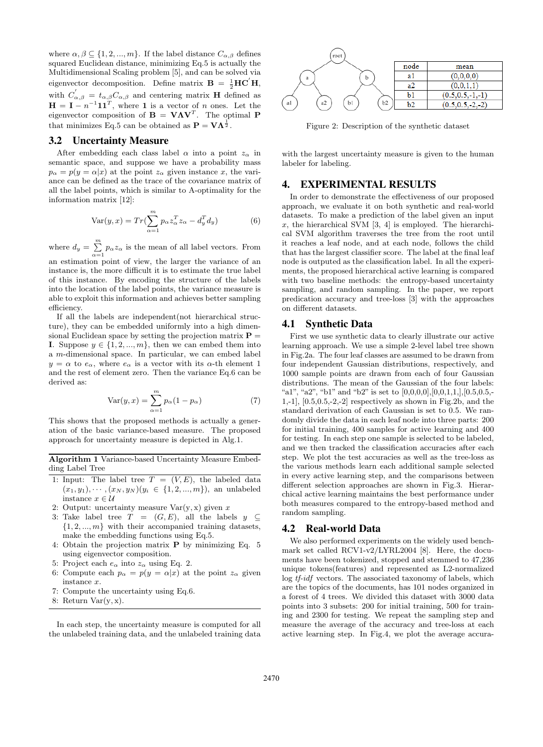where $\alpha, \beta \subseteq \{1, 2, ..., m\}$. If the label distance $C_{\alpha,\beta}$ defines squared Euclidean distance, minimizing Eq.5 is actually the Multidimensional Scaling problem [5], and can be solved via eigenvector decomposition. Define matrix $\mathbf{B} = \frac{1}{2}\mathbf{H}\mathbf{C}'\mathbf{H}$, with $C'_{\alpha,\beta} = t_{\alpha,\beta}C_{\alpha,\beta}$ and centering matrix $\mathbf{H}$ defined as $\mathbf{H} = \mathbf{I} - n^{-1}\mathbf{1}\mathbf{1}^T$, where $\mathbf{1}$ is a vector of $n$ ones. Let the eigenvector composition of $\mathbf{B} = \mathbf{V}\mathbf{\Lambda}\mathbf{V}^T$. The optimal $\mathbf{P}$ that minimizes Eq.5 can be obtained as $\mathbf{P} = \mathbf{V}\mathbf{\Lambda}^{\frac{1}{2}}$.

## 3.2 Uncertainty Measure

After embedding each class label $\alpha$ into a point $z_\alpha$ in semantic space, and suppose we have a probability mass $p_\alpha = p(y = \alpha|x)$ at the point $z_\alpha$ given instance $x$, the variance can be defined as the trace of the covariance matrix of all the label points, which is similar to A-optimality for the information matrix [12]:

$$\mathrm{Var}(y, x) = Tr(\sum_{\alpha=1}^{m} p_\alpha z_\alpha^T z_\alpha - d_y^T d_y) \tag{6}$$

where $d_y = \sum_{\alpha=1}^{m} p_\alpha z_\alpha$ is the mean of all label vectors. From an estimation point of view, the larger the variance of an instance is, the more difficult it is to estimate the true label of this instance. By encoding the structure of the labels into the location of the label points, the variance measure is able to exploit this information and achieves better sampling efficiency.

If all the labels are independent(not hierarchical structure), they can be embedded uniformly into a high dimensional Euclidean space by setting the projection matrix $\mathbf{P} = \mathbf{I}$. Suppose $y \in \{1, 2, ..., m\}$, then we can embed them into a $m$-dimensional space. In particular, we can embed label $y = \alpha$ to $e_\alpha$, where $e_\alpha$ is a vector with its $\alpha$-th element 1 and the rest of element zero. Then the variance Eq.6 can be derived as:

$$\mathrm{Var}(y, x) = \sum_{\alpha=1}^{m} p_\alpha(1 - p_\alpha) \tag{7}$$

This shows that the proposed methods is actually a generation of the basic variance-based measure. The proposed approach for uncertainty measure is depicted in Alg.1.

---

**Algorithm 1** Variance-based Uncertainty Measure Embedding Label Tree

---

1: Input: The label tree $T = (V, E)$, the labeled data $(x_1, y_1), \cdots, (x_N, y_N)(y_i \in \{1, 2, ..., m\})$, an unlabeled instance $x \in \mathcal{U}$
2: Output: uncertainty measure Var(y, x) given $x$
3: Take label tree $T = (G, E)$, all the labels $y \subseteq \{1, 2, ..., m\}$ with their accompanied training datasets, make the embedding functions using Eq.5.
4: Obtain the projection matrix $\mathbf{P}$ by minimizing Eq. 5 using eigenvector composition.
5: Project each $e_\alpha$ into $z_\alpha$ using Eq. 2.
6: Compute each $p_\alpha = p(y = \alpha|x)$ at the point $z_\alpha$ given instance $x$.
7: Compute the uncertainty using Eq.6.
8: Return Var(y, x).

---

In each step, the uncertainty measure is computed for all the unlabeled training data, and the unlabeled training data with the largest uncertainty measure is given to the human labeler for labeling.

| node | mean |
|---|---|
| a1 | (0,0,0,0) |
| a2 | (0,0,1,1) |
| b1 | (0.5,0.5,-1,-1) |
| b2 | (0.5,0.5,-2,-2) |

Figure 2: Description of the synthetic dataset

# 4. EXPERIMENTAL RESULTS

In order to demonstrate the effectiveness of our proposed approach, we evaluate it on both synthetic and real-world datasets. To make a prediction of the label given an input $x$, the hierarchical SVM [3, 4] is employed. The hierarchical SVM algorithm traverses the tree from the root until it reaches a leaf node, and at each node, follows the child that has the largest classifier score. The label at the final leaf node is outputed as the classification label. In all the experiments, the proposed hierarchical active learning is compared with two baseline methods: the entropy-based uncertainty sampling, and random sampling. In the paper, we report predication accuracy and tree-loss [3] with the approaches on different datasets.

## 4.1 Synthetic Data

First we use synthetic data to clearly illustrate our active learning approach. We use a simple 2-level label tree shown in Fig.2a. The four leaf classes are assumed to be drawn from four independent Gaussian distributions, respectively, and 1000 sample points are drawn from each of four Gaussian distributions. The mean of the Gaussian of the four labels: "a1", "a2", "b1" and "b2" is set to [0,0,0,0],[0,0,1,1,],[0.5,0.5,-1,-1], [0.5,0.5,-2,-2] respectively as shown in Fig.2b, and the standard derivation of each Gaussian is set to 0.5. We randomly divide the data in each leaf node into three parts: 200 for initial training, 400 samples for active learning and 400 for testing. In each step one sample is selected to be labeled, and we then tracked the classification accuracies after each step. We plot the test accuracies as well as the tree-loss as the various methods learn each additional sample selected in every active learning step, and the comparisons between different selection approaches are shown in Fig.3. Hierarchical active learning maintains the best performance under both measures compared to the entropy-based method and random sampling.

## 4.2 Real-world Data

We also performed experiments on the widely used benchmark set called RCV1-v2/LYRL2004 [8]. Here, the documents have been tokenized, stopped and stemmed to 47,236 unique tokens(features) and represented as L2-normalized log *tf-idf* vectors. The associated taxonomy of labels, which are the topics of the documents, has 101 nodes organized in a forest of 4 trees. We divided this dataset with 3000 data points into 3 subsets: 200 for initial training, 500 for training and 2300 for testing. We repeat the sampling step and measure the average of the accuracy and tree-loss at each active learning step. In Fig.4, we plot the average accura-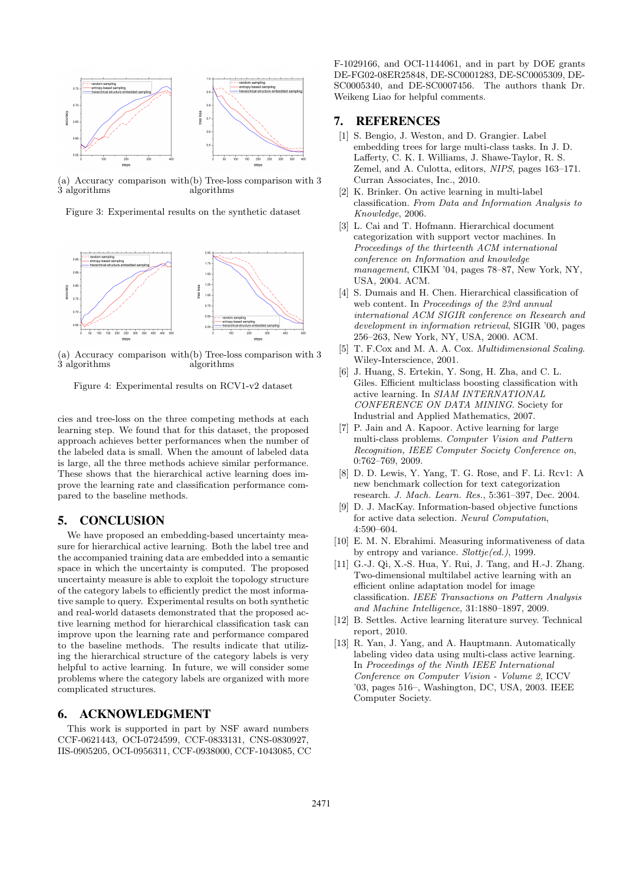random sampling
entropy-based sampling
hierarchical-structure embedded sampling

accuracy

0.55
0.60
0.65
0.70
0.75

0
100
200
300
400

steps

(a) Accuracy comparison with 3 algorithms

random sampling
entropy-based sampling
hierarchical-structure embedded sampling

tree loss

0.5
0.6
0.7
0.8
0.9
1.0

0
50
100
150
200
250
300
350
400

steps

(b) Tree-loss comparison with 3 algorithms

Figure 3: Experimental results on the synthetic dataset

random sampling
entropy-based sampling
hierarchical-structure embedded sampling

accuracy

0.65
0.70
0.75
0.80
0.85
0.90

0
50
100
150
200
250
300
350
400
450
500

steps

(a) Accuracy comparison with 3 algorithms

random sampling
entropy-based sampling
hierarchical-structure embedded sampling

tree loss

0.25
0.50
0.75
1.00
1.25
1.50
1.75
2.00

0
100
200
300
400
500

steps

(b) Tree-loss comparison with 3 algorithms

Figure 4: Experimental results on RCV1-v2 dataset

cies and tree-loss on the three competing methods at each learning step. We found that for this dataset, the proposed approach achieves better performances when the number of the labeled data is small. When the amount of labeled data is large, all the three methods achieve similar performance. These shows that the hierarchical active learning does improve the learning rate and classification performance compared to the baseline methods.

## 5. CONCLUSION

We have proposed an embedding-based uncertainty measure for hierarchical active learning. Both the label tree and the accompanied training data are embedded into a semantic space in which the uncertainty is computed. The proposed uncertainty measure is able to exploit the topology structure of the category labels to efficiently predict the most informative sample to query. Experimental results on both synthetic and real-world datasets demonstrated that the proposed active learning method for hierarchical classification task can improve upon the learning rate and performance compared to the baseline methods. The results indicate that utilizing the hierarchical structure of the category labels is very helpful to active learning. In future, we will consider some problems where the category labels are organized with more complicated structures.

## 6. ACKNOWLEDGMENT

This work is supported in part by NSF award numbers CCF-0621443, OCI-0724599, CCF-0833131, CNS-0830927, IIS-0905205, OCI-0956311, CCF-0938000, CCF-1043085, CCF-1029166, and OCI-1144061, and in part by DOE grants DE-FG02-08ER25848, DE-SC0001283, DE-SC0005309, DE-SC0005340, and DE-SC0007456. The authors thank Dr. Weikeng Liao for helpful comments.

## 7. REFERENCES

[1] S. Bengio, J. Weston, and D. Grangier. Label embedding trees for large multi-class tasks. In J. D. Lafferty, C. K. I. Williams, J. Shawe-Taylor, R. S. Zemel, and A. Culotta, editors, *NIPS*, pages 163–171. Curran Associates, Inc., 2010.

[2] K. Brinker. On active learning in multi-label classification. *From Data and Information Analysis to Knowledge*, 2006.

[3] L. Cai and T. Hofmann. Hierarchical document categorization with support vector machines. In *Proceedings of the thirteenth ACM international conference on Information and knowledge management*, CIKM '04, pages 78–87, New York, NY, USA, 2004. ACM.

[4] S. Dumais and H. Chen. Hierarchical classification of web content. In *Proceedings of the 23rd annual international ACM SIGIR conference on Research and development in information retrieval*, SIGIR '00, pages 256–263, New York, NY, USA, 2000. ACM.

[5] T. F.Cox and M. A. A. Cox. *Multidimensional Scaling*. Wiley-Interscience, 2001.

[6] J. Huang, S. Ertekin, Y. Song, H. Zha, and C. L. Giles. Efficient multiclass boosting classification with active learning. In *SIAM INTERNATIONAL CONFERENCE ON DATA MINING*. Society for Industrial and Applied Mathematics, 2007.

[7] P. Jain and A. Kapoor. Active learning for large multi-class problems. *Computer Vision and Pattern Recognition, IEEE Computer Society Conference on*, 0:762–769, 2009.

[8] D. D. Lewis, Y. Yang, T. G. Rose, and F. Li. Rcv1: A new benchmark collection for text categorization research. *J. Mach. Learn. Res.*, 5:361–397, Dec. 2004.

[9] D. J. MacKay. Information-based objective functions for active data selection. *Neural Computation*, 4:590–604.

[10] E. M. N. Ebrahimi. Measuring informativeness of data by entropy and variance. *Slottje(ed.)*, 1999.

[11] G.-J. Qi, X.-S. Hua, Y. Rui, J. Tang, and H.-J. Zhang. Two-dimensional multilabel active learning with an efficient online adaptation model for image classification. *IEEE Transactions on Pattern Analysis and Machine Intelligence*, 31:1880–1897, 2009.

[12] B. Settles. Active learning literature survey. Technical report, 2010.

[13] R. Yan, J. Yang, and A. Hauptmann. Automatically labeling video data using multi-class active learning. In *Proceedings of the Ninth IEEE International Conference on Computer Vision - Volume 2*, ICCV '03, pages 516–, Washington, DC, USA, 2003. IEEE Computer Society.